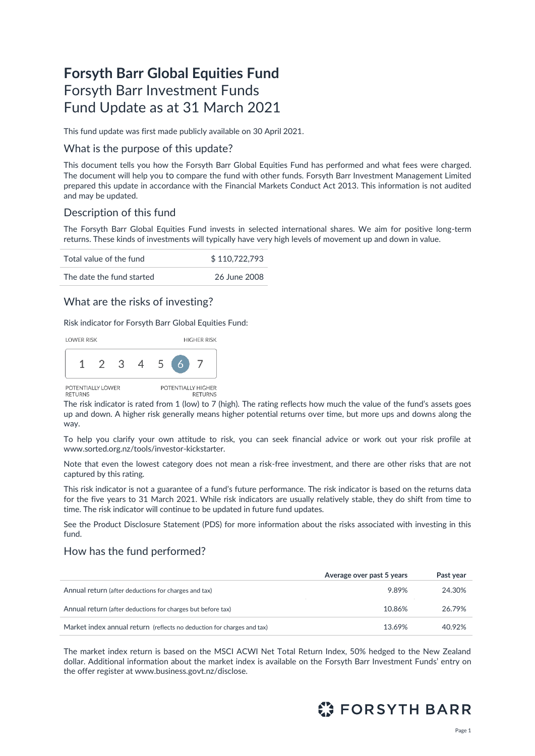# Forsyth Barr Global Equities Fund

Forsyth Barr Investment Funds
Fund Update as at 31 March 2021

This fund update was first made publicly available on 30 April 2021.

## What is the purpose of this update?

This document tells you how the Forsyth Barr Global Equities Fund has performed and what fees were charged. The document will help you to compare the fund with other funds. Forsyth Barr Investment Management Limited prepared this update in accordance with the Financial Markets Conduct Act 2013. This information is not audited and may be updated.

## Description of this fund

The Forsyth Barr Global Equities Fund invests in selected international shares. We aim for positive long-term returns. These kinds of investments will typically have very high levels of movement up and down in value.

| | |
|---|---|
| Total value of the fund | $ 110,722,793 |
| The date the fund started | 26 June 2008 |

## What are the risks of investing?

Risk indicator for Forsyth Barr Global Equities Fund:

LOWER RISK — HIGHER RISK

1 2 3 4 5 **6** 7

POTENTIALLY LOWER RETURNS — POTENTIALLY HIGHER RETURNS

The risk indicator is rated from 1 (low) to 7 (high). The rating reflects how much the value of the fund's assets goes up and down. A higher risk generally means higher potential returns over time, but more ups and downs along the way.

To help you clarify your own attitude to risk, you can seek financial advice or work out your risk profile at www.sorted.org.nz/tools/investor-kickstarter.

Note that even the lowest category does not mean a risk-free investment, and there are other risks that are not captured by this rating.

This risk indicator is not a guarantee of a fund's future performance. The risk indicator is based on the returns data for the five years to 31 March 2021. While risk indicators are usually relatively stable, they do shift from time to time. The risk indicator will continue to be updated in future fund updates.

See the Product Disclosure Statement (PDS) for more information about the risks associated with investing in this fund.

## How has the fund performed?

| | Average over past 5 years | Past year |
|---|---|---|
| Annual return (after deductions for charges and tax) | 9.89% | 24.30% |
| Annual return (after deductions for charges but before tax) | 10.86% | 26.79% |
| Market index annual return (reflects no deduction for charges and tax) | 13.69% | 40.92% |

The market index return is based on the MSCI ACWI Net Total Return Index, 50% hedged to the New Zealand dollar. Additional information about the market index is available on the Forsyth Barr Investment Funds' entry on the offer register at www.business.govt.nz/disclose.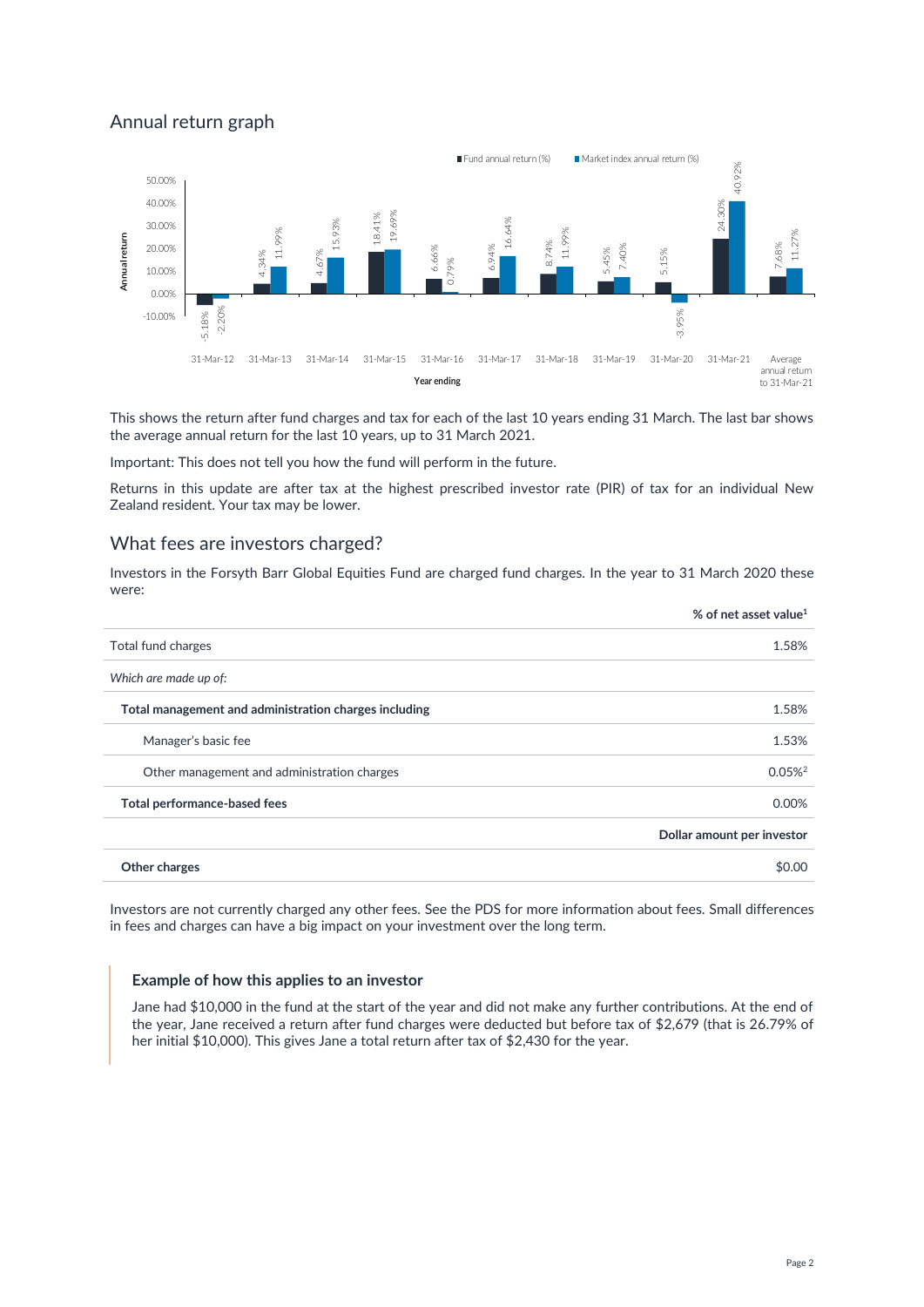## Annual return graph

| Year ending | Fund annual return (%) | Market index annual return (%) |
|---|---|---|
| 31-Mar-12 | -5.18% | -2.20% |
| 31-Mar-13 | 4.34% | 11.99% |
| 31-Mar-14 | 4.67% | 15.93% |
| 31-Mar-15 | 18.41% | 19.69% |
| 31-Mar-16 | 6.66% | 0.79% |
| 31-Mar-17 | 6.94% | 16.64% |
| 31-Mar-18 | 8.74% | 11.99% |
| 31-Mar-19 | 5.45% | 7.40% |
| 31-Mar-20 | 5.15% | -3.95% |
| 31-Mar-21 | 24.30% | 40.92% |
| Average annual return to 31-Mar-21 | 7.68% | 11.27% |

This shows the return after fund charges and tax for each of the last 10 years ending 31 March. The last bar shows the average annual return for the last 10 years, up to 31 March 2021.

Important: This does not tell you how the fund will perform in the future.

Returns in this update are after tax at the highest prescribed investor rate (PIR) of tax for an individual New Zealand resident. Your tax may be lower.

## What fees are investors charged?

Investors in the Forsyth Barr Global Equities Fund are charged fund charges. In the year to 31 March 2020 these were:

| | % of net asset value[1] |
|---|---|
| Total fund charges | 1.58% |
| *Which are made up of:* | |
| **Total management and administration charges including** | 1.58% |
| Manager's basic fee | 1.53% |
| Other management and administration charges | 0.05%[2] |
| **Total performance-based fees** | 0.00% |
| | **Dollar amount per investor** |
| **Other charges** | $0.00 |

Investors are not currently charged any other fees. See the PDS for more information about fees. Small differences in fees and charges can have a big impact on your investment over the long term.

### Example of how this applies to an investor

Jane had $10,000 in the fund at the start of the year and did not make any further contributions. At the end of the year, Jane received a return after fund charges were deducted but before tax of $2,679 (that is 26.79% of her initial $10,000). This gives Jane a total return after tax of $2,430 for the year.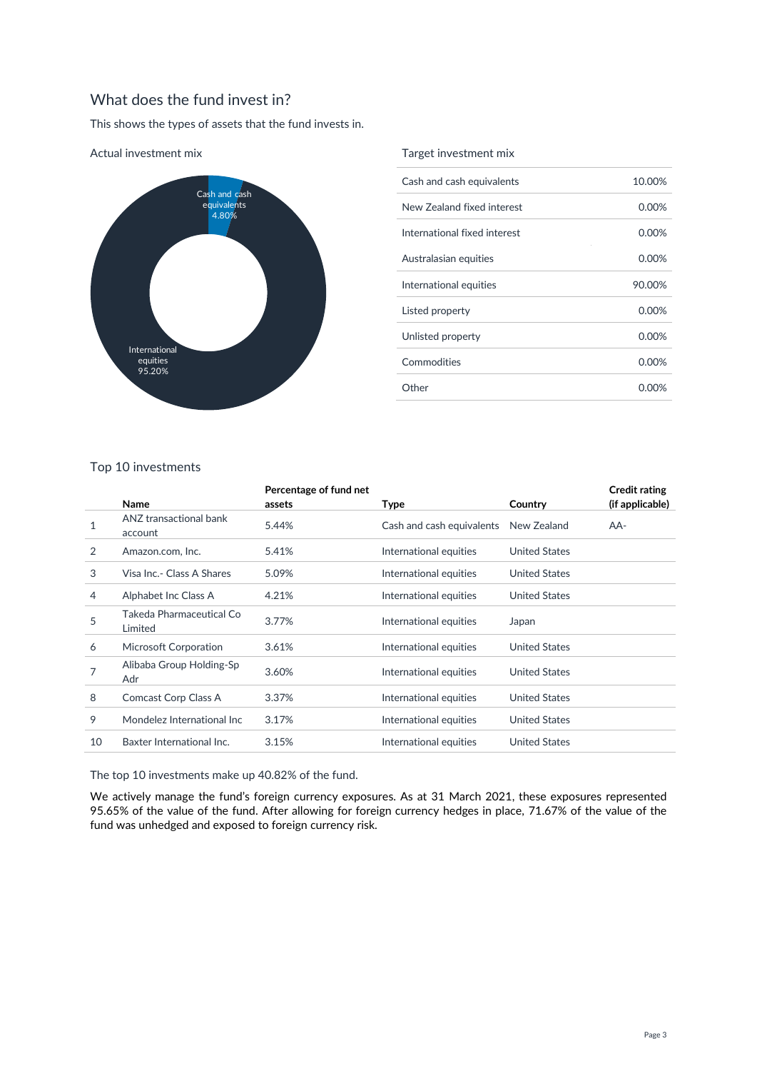## What does the fund invest in?

This shows the types of assets that the fund invests in.

### Actual investment mix

Cash and cash equivalents 4.80%

International equities 95.20%

### Target investment mix

| Asset type | Percentage |
|---|---|
| Cash and cash equivalents | 10.00% |
| New Zealand fixed interest | 0.00% |
| International fixed interest | 0.00% |
| Australasian equities | 0.00% |
| International equities | 90.00% |
| Listed property | 0.00% |
| Unlisted property | 0.00% |
| Commodities | 0.00% |
| Other | 0.00% |

### Top 10 investments

| | Name | Percentage of fund net assets | Type | Country | Credit rating (if applicable) |
|---|---|---|---|---|---|
| 1 | ANZ transactional bank account | 5.44% | Cash and cash equivalents | New Zealand | AA- |
| 2 | Amazon.com, Inc. | 5.41% | International equities | United States | |
| 3 | Visa Inc.- Class A Shares | 5.09% | International equities | United States | |
| 4 | Alphabet Inc Class A | 4.21% | International equities | United States | |
| 5 | Takeda Pharmaceutical Co Limited | 3.77% | International equities | Japan | |
| 6 | Microsoft Corporation | 3.61% | International equities | United States | |
| 7 | Alibaba Group Holding-Sp Adr | 3.60% | International equities | United States | |
| 8 | Comcast Corp Class A | 3.37% | International equities | United States | |
| 9 | Mondelez International Inc | 3.17% | International equities | United States | |
| 10 | Baxter International Inc. | 3.15% | International equities | United States | |

The top 10 investments make up 40.82% of the fund.

We actively manage the fund's foreign currency exposures. As at 31 March 2021, these exposures represented 95.65% of the value of the fund. After allowing for foreign currency hedges in place, 71.67% of the value of the fund was unhedged and exposed to foreign currency risk.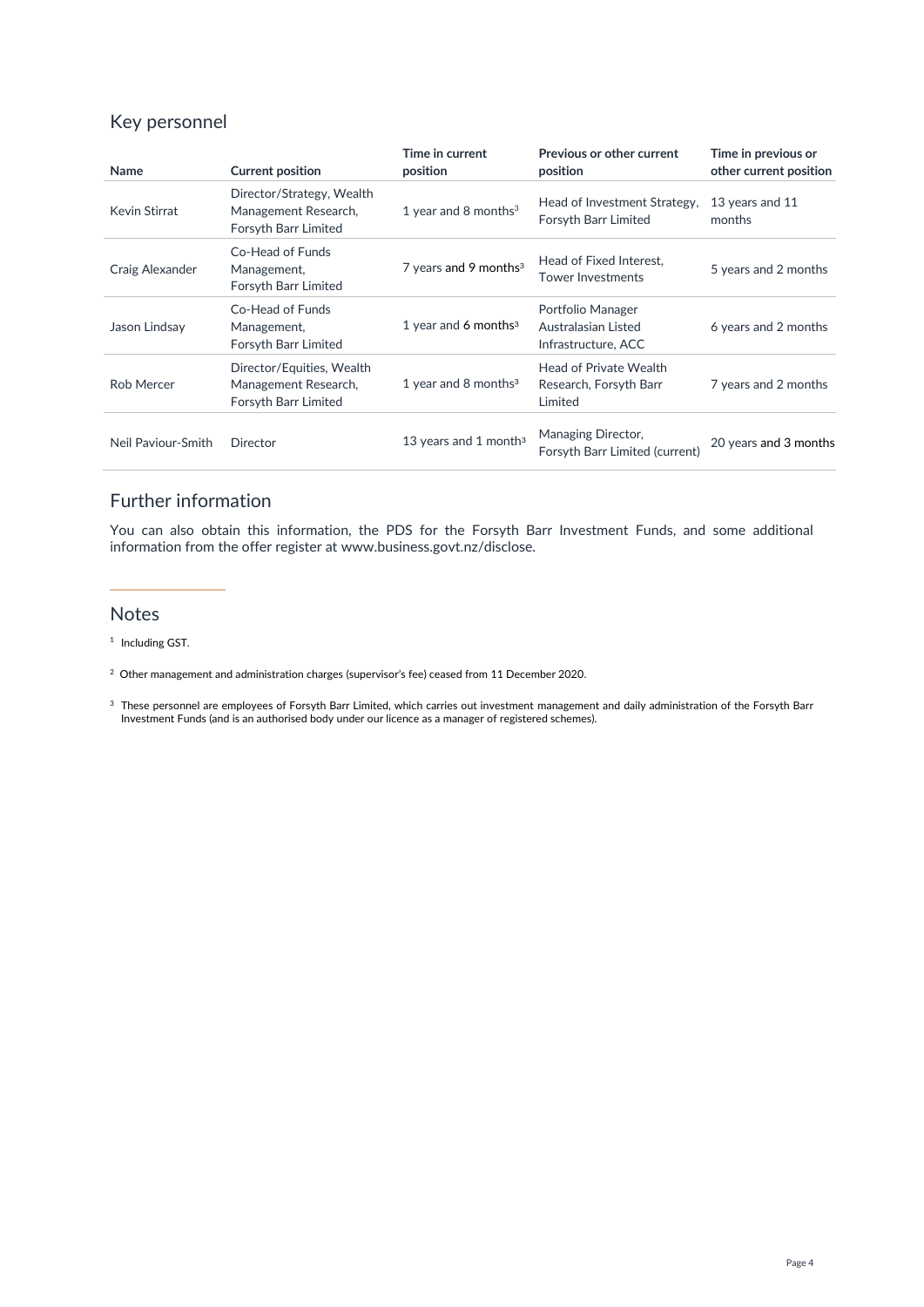## Key personnel

| Name | Current position | Time in current position | Previous or other current position | Time in previous or other current position |
|---|---|---|---|---|
| Kevin Stirrat | Director/Strategy, Wealth Management Research, Forsyth Barr Limited | 1 year and 8 months[3] | Head of Investment Strategy, Forsyth Barr Limited | 13 years and 11 months |
| Craig Alexander | Co-Head of Funds Management, Forsyth Barr Limited | 7 years and 9 months[3] | Head of Fixed Interest, Tower Investments | 5 years and 2 months |
| Jason Lindsay | Co-Head of Funds Management, Forsyth Barr Limited | 1 year and 6 months[3] | Portfolio Manager Australasian Listed Infrastructure, ACC | 6 years and 2 months |
| Rob Mercer | Director/Equities, Wealth Management Research, Forsyth Barr Limited | 1 year and 8 months[3] | Head of Private Wealth Research, Forsyth Barr Limited | 7 years and 2 months |
| Neil Paviour-Smith | Director | 13 years and 1 month[3] | Managing Director, Forsyth Barr Limited (current) | 20 years and 3 months |

## Further information

You can also obtain this information, the PDS for the Forsyth Barr Investment Funds, and some additional information from the offer register at www.business.govt.nz/disclose.

## Notes

[1] Including GST.

[2] Other management and administration charges (supervisor's fee) ceased from 11 December 2020.

[3] These personnel are employees of Forsyth Barr Limited, which carries out investment management and daily administration of the Forsyth Barr Investment Funds (and is an authorised body under our licence as a manager of registered schemes).